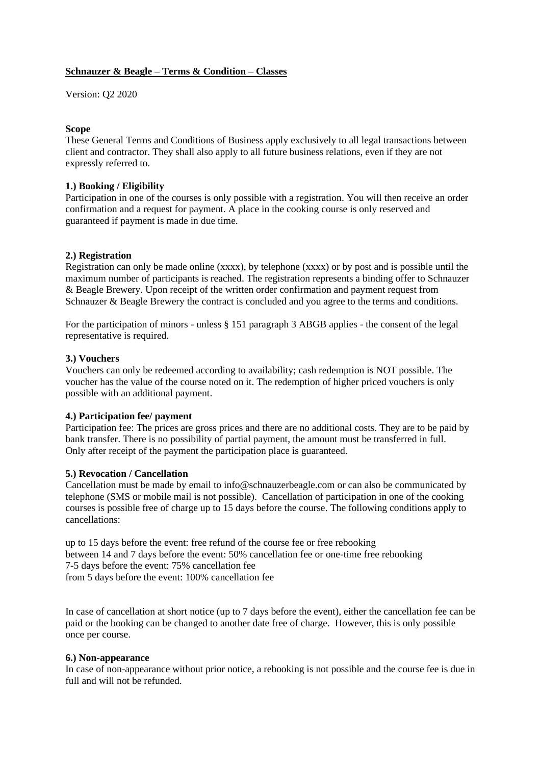**Schnauzer & Beagle – Terms & Condition – Classes**

Version: Q2 2020

**Scope**

These General Terms and Conditions of Business apply exclusively to all legal transactions between client and contractor. They shall also apply to all future business relations, even if they are not expressly referred to.

**1.) Booking / Eligibility**

Participation in one of the courses is only possible with a registration. You will then receive an order confirmation and a request for payment. A place in the cooking course is only reserved and guaranteed if payment is made in due time.

**2.) Registration**

Registration can only be made online (xxxx), by telephone (xxxx) or by post and is possible until the maximum number of participants is reached. The registration represents a binding offer to Schnauzer & Beagle Brewery. Upon receipt of the written order confirmation and payment request from Schnauzer & Beagle Brewery the contract is concluded and you agree to the terms and conditions.

For the participation of minors - unless § 151 paragraph 3 ABGB applies - the consent of the legal representative is required.

**3.) Vouchers**

Vouchers can only be redeemed according to availability; cash redemption is NOT possible. The voucher has the value of the course noted on it. The redemption of higher priced vouchers is only possible with an additional payment.

**4.) Participation fee/ payment**

Participation fee: The prices are gross prices and there are no additional costs. They are to be paid by bank transfer. There is no possibility of partial payment, the amount must be transferred in full. Only after receipt of the payment the participation place is guaranteed.

**5.) Revocation / Cancellation**

Cancellation must be made by email to info@schnauzerbeagle.com or can also be communicated by telephone (SMS or mobile mail is not possible). Cancellation of participation in one of the cooking courses is possible free of charge up to 15 days before the course. The following conditions apply to cancellations:

up to 15 days before the event: free refund of the course fee or free rebooking
between 14 and 7 days before the event: 50% cancellation fee or one-time free rebooking
7-5 days before the event: 75% cancellation fee
from 5 days before the event: 100% cancellation fee

In case of cancellation at short notice (up to 7 days before the event), either the cancellation fee can be paid or the booking can be changed to another date free of charge. However, this is only possible once per course.

**6.) Non-appearance**

In case of non-appearance without prior notice, a rebooking is not possible and the course fee is due in full and will not be refunded.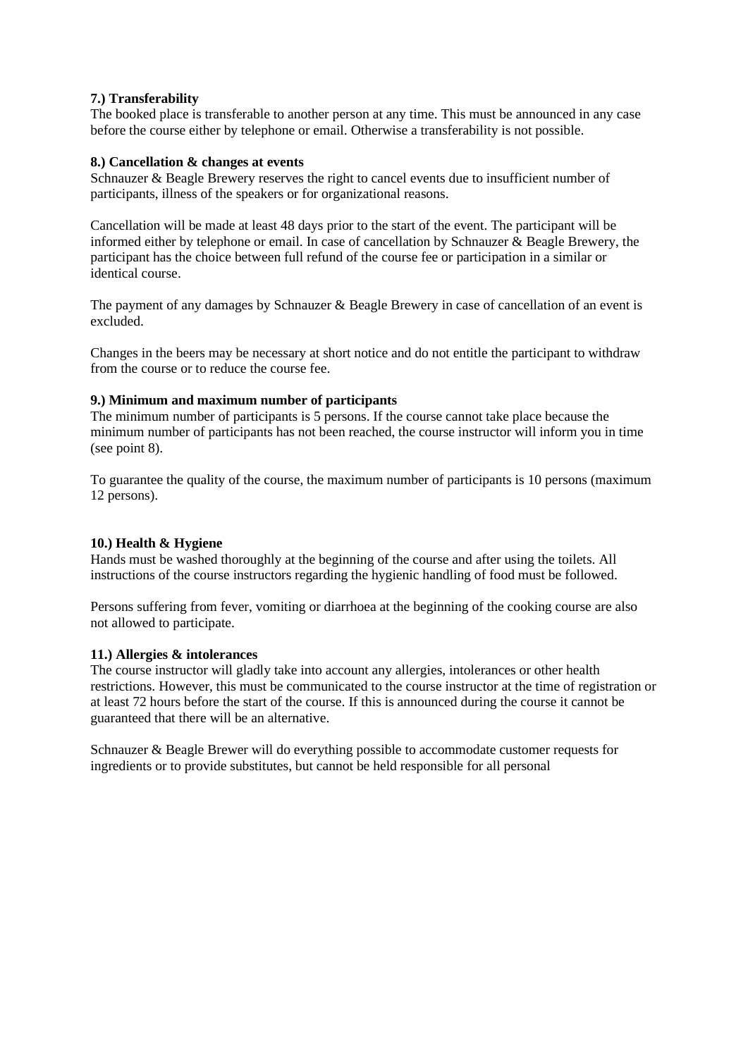**7.) Transferability**
The booked place is transferable to another person at any time. This must be announced in any case before the course either by telephone or email. Otherwise a transferability is not possible.

**8.) Cancellation & changes at events**
Schnauzer & Beagle Brewery reserves the right to cancel events due to insufficient number of participants, illness of the speakers or for organizational reasons.

Cancellation will be made at least 48 days prior to the start of the event. The participant will be informed either by telephone or email. In case of cancellation by Schnauzer & Beagle Brewery, the participant has the choice between full refund of the course fee or participation in a similar or identical course.

The payment of any damages by Schnauzer & Beagle Brewery in case of cancellation of an event is excluded.

Changes in the beers may be necessary at short notice and do not entitle the participant to withdraw from the course or to reduce the course fee.

**9.) Minimum and maximum number of participants**
The minimum number of participants is 5 persons. If the course cannot take place because the minimum number of participants has not been reached, the course instructor will inform you in time (see point 8).

To guarantee the quality of the course, the maximum number of participants is 10 persons (maximum 12 persons).

**10.) Health & Hygiene**
Hands must be washed thoroughly at the beginning of the course and after using the toilets. All instructions of the course instructors regarding the hygienic handling of food must be followed.

Persons suffering from fever, vomiting or diarrhoea at the beginning of the cooking course are also not allowed to participate.

**11.) Allergies & intolerances**
The course instructor will gladly take into account any allergies, intolerances or other health restrictions. However, this must be communicated to the course instructor at the time of registration or at least 72 hours before the start of the course. If this is announced during the course it cannot be guaranteed that there will be an alternative.

Schnauzer & Beagle Brewer will do everything possible to accommodate customer requests for ingredients or to provide substitutes, but cannot be held responsible for all personal